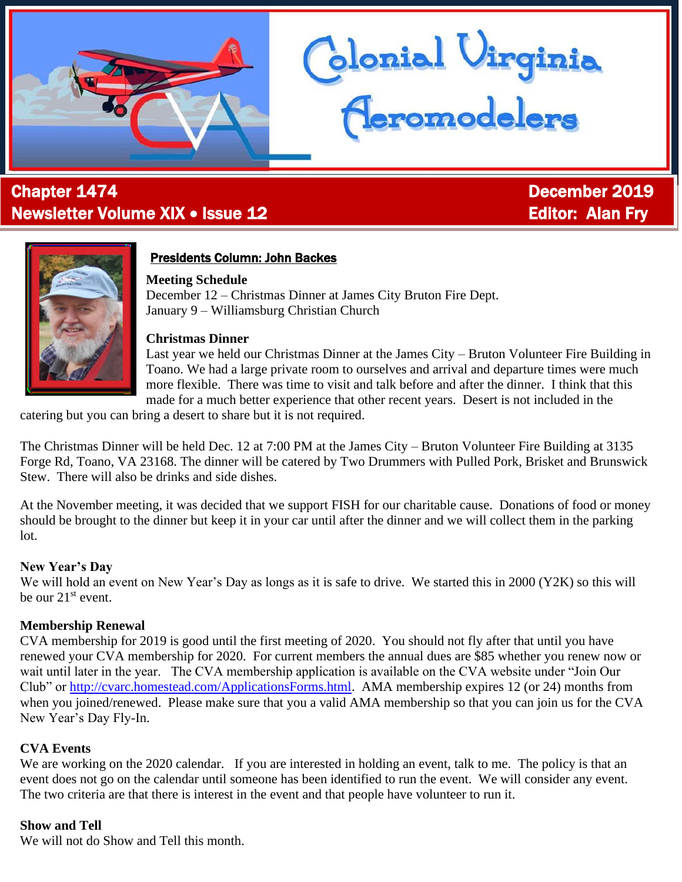# Colonial Virginia Aeromodelers

**Chapter 1474**
**Newsletter Volume XIX • Issue 12**

**December 2019**
**Editor: Alan Fry**

## Presidents Column: John Backes

**Meeting Schedule**
December 12 – Christmas Dinner at James City Bruton Fire Dept.
January 9 – Williamsburg Christian Church

**Christmas Dinner**
Last year we held our Christmas Dinner at the James City – Bruton Volunteer Fire Building in Toano. We had a large private room to ourselves and arrival and departure times were much more flexible. There was time to visit and talk before and after the dinner. I think that this made for a much better experience that other recent years. Desert is not included in the catering but you can bring a desert to share but it is not required.

The Christmas Dinner will be held Dec. 12 at 7:00 PM at the James City – Bruton Volunteer Fire Building at 3135 Forge Rd, Toano, VA 23168. The dinner will be catered by Two Drummers with Pulled Pork, Brisket and Brunswick Stew. There will also be drinks and side dishes.

At the November meeting, it was decided that we support FISH for our charitable cause. Donations of food or money should be brought to the dinner but keep it in your car until after the dinner and we will collect them in the parking lot.

**New Year's Day**
We will hold an event on New Year's Day as longs as it is safe to drive. We started this in 2000 (Y2K) so this will be our 21st event.

**Membership Renewal**
CVA membership for 2019 is good until the first meeting of 2020. You should not fly after that until you have renewed your CVA membership for 2020. For current members the annual dues are $85 whether you renew now or wait until later in the year. The CVA membership application is available on the CVA website under "Join Our Club" or http://cvarc.homestead.com/ApplicationsForms.html. AMA membership expires 12 (or 24) months from when you joined/renewed. Please make sure that you a valid AMA membership so that you can join us for the CVA New Year's Day Fly-In.

**CVA Events**
We are working on the 2020 calendar. If you are interested in holding an event, talk to me. The policy is that an event does not go on the calendar until someone has been identified to run the event. We will consider any event. The two criteria are that there is interest in the event and that people have volunteer to run it.

**Show and Tell**
We will not do Show and Tell this month.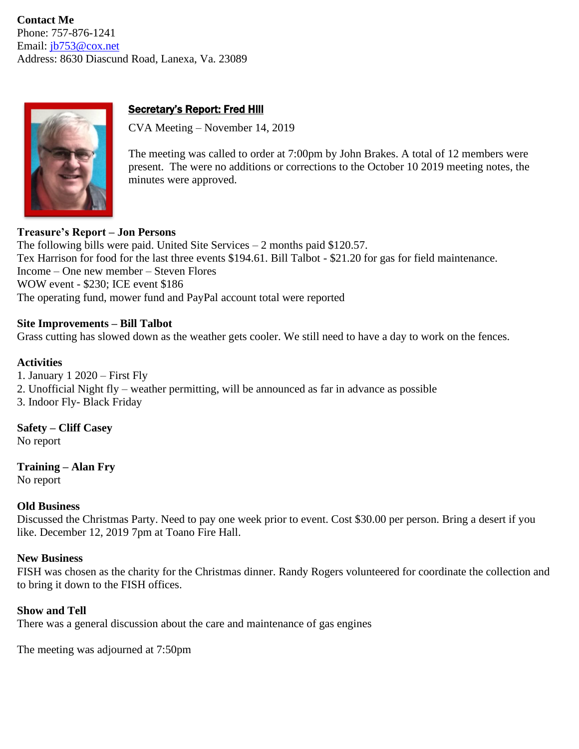**Contact Me**
Phone: 757-876-1241
Email: [jb753@cox.net](mailto:jb753@cox.net)
Address: 8630 Diascund Road, Lanexa, Va. 23089

## Secretary's Report: Fred Hill

CVA Meeting – November 14, 2019

The meeting was called to order at 7:00pm by John Brakes. A total of 12 members were present. The were no additions or corrections to the October 10 2019 meeting notes, the minutes were approved.

**Treasure's Report – Jon Persons**
The following bills were paid. United Site Services – 2 months paid $120.57.
Tex Harrison for food for the last three events $194.61. Bill Talbot - $21.20 for gas for field maintenance.
Income – One new member – Steven Flores
WOW event - $230; ICE event $186
The operating fund, mower fund and PayPal account total were reported

**Site Improvements – Bill Talbot**
Grass cutting has slowed down as the weather gets cooler. We still need to have a day to work on the fences.

**Activities**
1. January 1 2020 – First Fly
2. Unofficial Night fly – weather permitting, will be announced as far in advance as possible
3. Indoor Fly- Black Friday

**Safety – Cliff Casey**
No report

**Training – Alan Fry**
No report

**Old Business**
Discussed the Christmas Party. Need to pay one week prior to event. Cost $30.00 per person. Bring a desert if you like. December 12, 2019 7pm at Toano Fire Hall.

**New Business**
FISH was chosen as the charity for the Christmas dinner. Randy Rogers volunteered for coordinate the collection and to bring it down to the FISH offices.

**Show and Tell**
There was a general discussion about the care and maintenance of gas engines

The meeting was adjourned at 7:50pm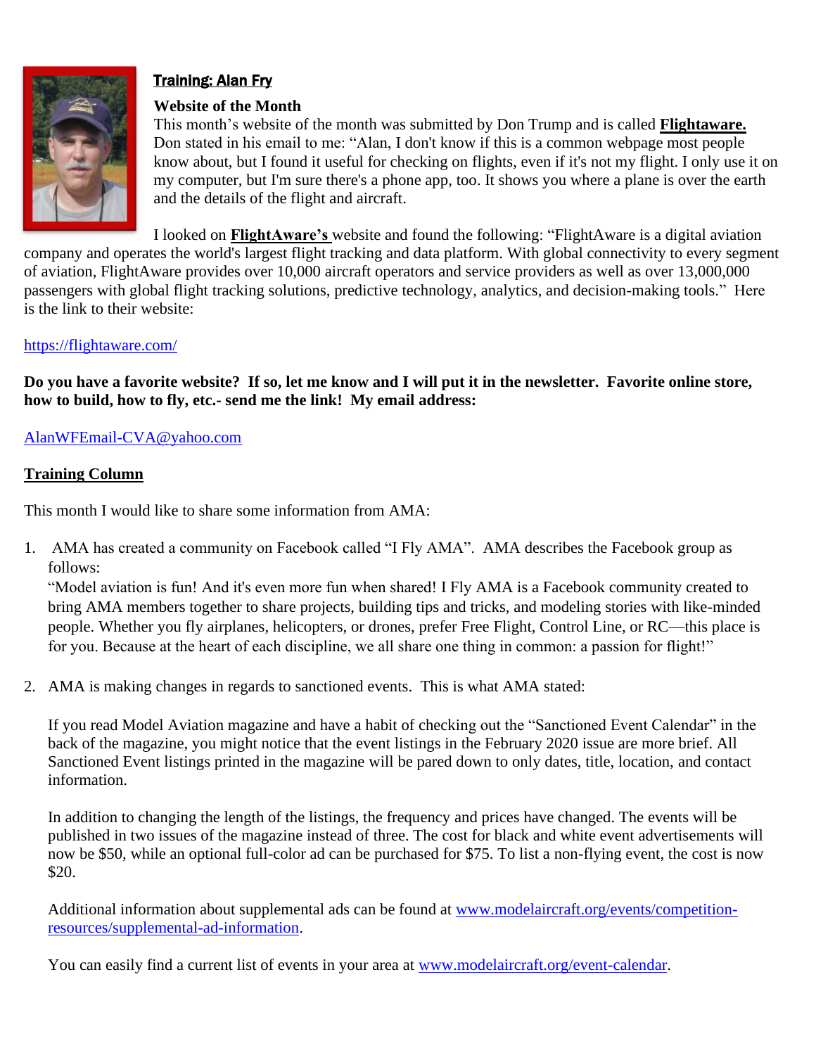## Training: Alan Fry

**Website of the Month**

This month's website of the month was submitted by Don Trump and is called **Flightaware.** Don stated in his email to me: "Alan, I don't know if this is a common webpage most people know about, but I found it useful for checking on flights, even if it's not my flight. I only use it on my computer, but I'm sure there's a phone app, too. It shows you where a plane is over the earth and the details of the flight and aircraft.

I looked on **FlightAware's** website and found the following: "FlightAware is a digital aviation company and operates the world's largest flight tracking and data platform. With global connectivity to every segment of aviation, FlightAware provides over 10,000 aircraft operators and service providers as well as over 13,000,000 passengers with global flight tracking solutions, predictive technology, analytics, and decision-making tools." Here is the link to their website:

https://flightaware.com/

**Do you have a favorite website? If so, let me know and I will put it in the newsletter. Favorite online store, how to build, how to fly, etc.- send me the link! My email address:**

AlanWFEmail-CVA@yahoo.com

**Training Column**

This month I would like to share some information from AMA:

1. AMA has created a community on Facebook called "I Fly AMA". AMA describes the Facebook group as follows:
   "Model aviation is fun! And it's even more fun when shared! I Fly AMA is a Facebook community created to bring AMA members together to share projects, building tips and tricks, and modeling stories with like-minded people. Whether you fly airplanes, helicopters, or drones, prefer Free Flight, Control Line, or RC—this place is for you. Because at the heart of each discipline, we all share one thing in common: a passion for flight!"

2. AMA is making changes in regards to sanctioned events. This is what AMA stated:

   If you read Model Aviation magazine and have a habit of checking out the "Sanctioned Event Calendar" in the back of the magazine, you might notice that the event listings in the February 2020 issue are more brief. All Sanctioned Event listings printed in the magazine will be pared down to only dates, title, location, and contact information.

   In addition to changing the length of the listings, the frequency and prices have changed. The events will be published in two issues of the magazine instead of three. The cost for black and white event advertisements will now be $50, while an optional full-color ad can be purchased for $75. To list a non-flying event, the cost is now $20.

   Additional information about supplemental ads can be found at www.modelaircraft.org/events/competition-resources/supplemental-ad-information.

   You can easily find a current list of events in your area at www.modelaircraft.org/event-calendar.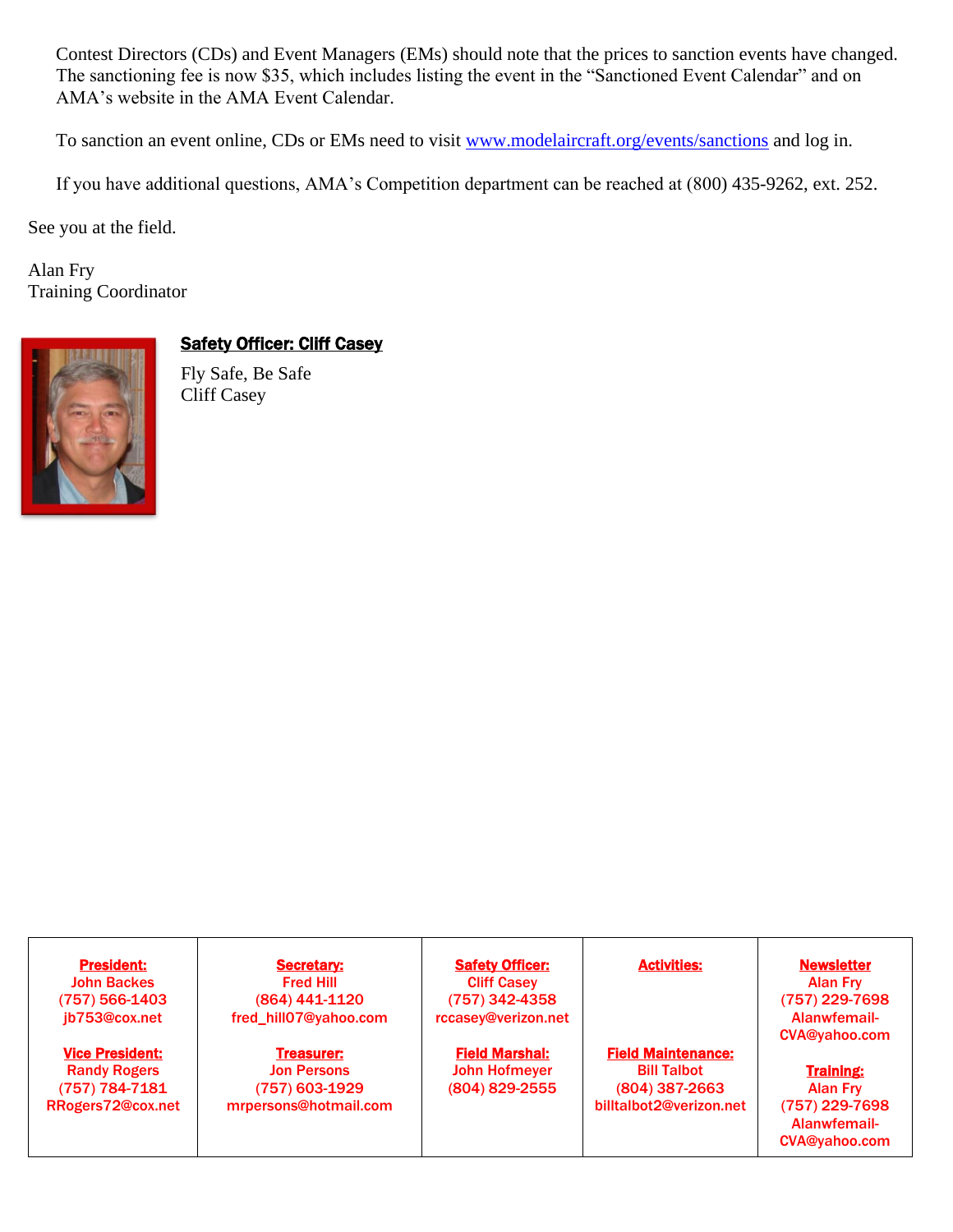Contest Directors (CDs) and Event Managers (EMs) should note that the prices to sanction events have changed. The sanctioning fee is now $35, which includes listing the event in the "Sanctioned Event Calendar" and on AMA's website in the AMA Event Calendar.

To sanction an event online, CDs or EMs need to visit [www.modelaircraft.org/events/sanctions](http://www.modelaircraft.org/events/sanctions) and log in.

If you have additional questions, AMA's Competition department can be reached at (800) 435-9262, ext. 252.

See you at the field.

Alan Fry
Training Coordinator

## Safety Officer: Cliff Casey

Fly Safe, Be Safe
Cliff Casey

| | | | | |
|---|---|---|---|---|
| **President:** John Backes (757) 566-1403 jb753@cox.net | **Secretary:** Fred Hill (864) 441-1120 fred_hill07@yahoo.com | **Safety Officer:** Cliff Casey (757) 342-4358 rccasey@verizon.net | **Activities:** | **Newsletter** Alan Fry (757) 229-7698 Alanwfemail-CVA@yahoo.com |
| **Vice President:** Randy Rogers (757) 784-7181 RRogers72@cox.net | **Treasurer:** Jon Persons (757) 603-1929 mrpersons@hotmail.com | **Field Marshal:** John Hofmeyer (804) 829-2555 | **Field Maintenance:** Bill Talbot (804) 387-2663 billtalbot2@verizon.net | **Training:** Alan Fry (757) 229-7698 Alanwfemail-CVA@yahoo.com |